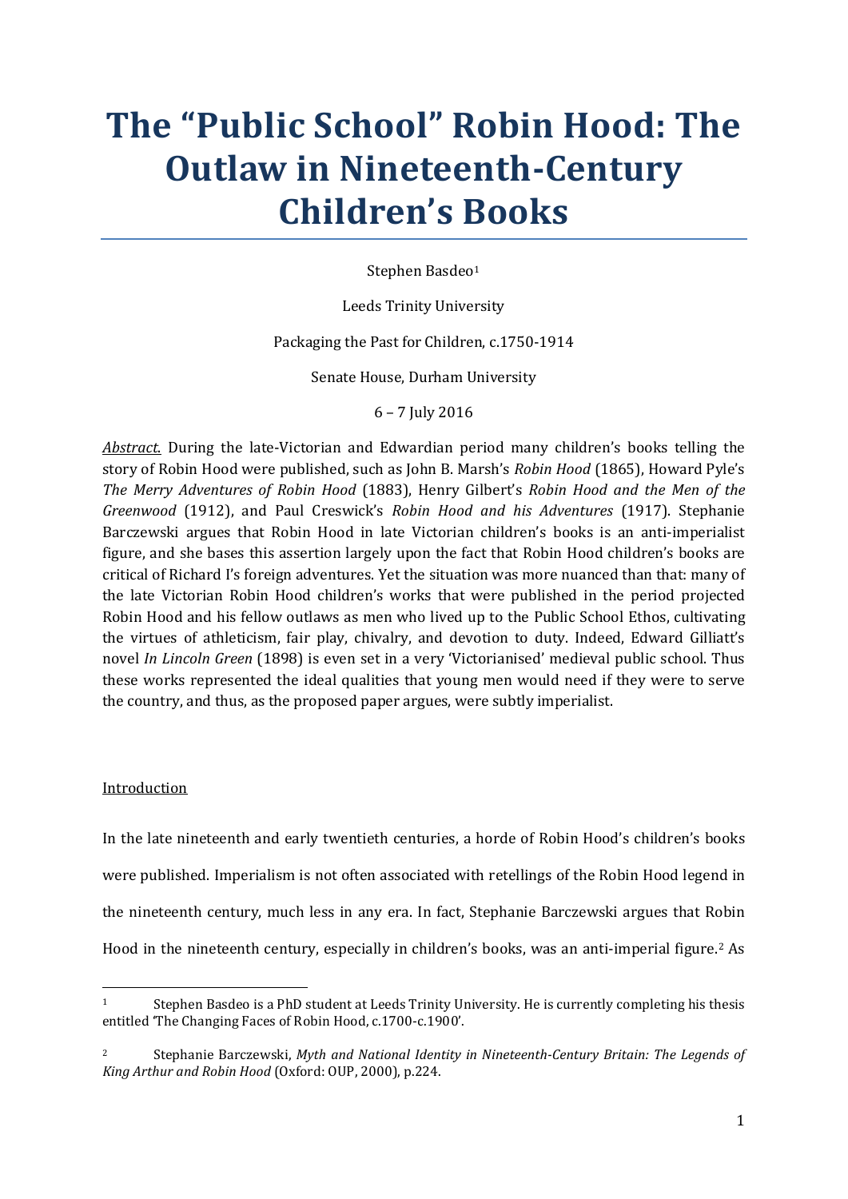# The "Public School" Robin Hood: The Outlaw in Nineteenth-Century Children's Books

Stephen Basdeo[1]

Leeds Trinity University

Packaging the Past for Children, c.1750-1914

Senate House, Durham University

6 – 7 July 2016

*Abstract.* During the late-Victorian and Edwardian period many children's books telling the story of Robin Hood were published, such as John B. Marsh's *Robin Hood* (1865), Howard Pyle's *The Merry Adventures of Robin Hood* (1883), Henry Gilbert's *Robin Hood and the Men of the Greenwood* (1912), and Paul Creswick's *Robin Hood and his Adventures* (1917). Stephanie Barczewski argues that Robin Hood in late Victorian children's books is an anti-imperialist figure, and she bases this assertion largely upon the fact that Robin Hood children's books are critical of Richard I's foreign adventures. Yet the situation was more nuanced than that: many of the late Victorian Robin Hood children's works that were published in the period projected Robin Hood and his fellow outlaws as men who lived up to the Public School Ethos, cultivating the virtues of athleticism, fair play, chivalry, and devotion to duty. Indeed, Edward Gilliatt's novel *In Lincoln Green* (1898) is even set in a very 'Victorianised' medieval public school. Thus these works represented the ideal qualities that young men would need if they were to serve the country, and thus, as the proposed paper argues, were subtly imperialist.

## Introduction

In the late nineteenth and early twentieth centuries, a horde of Robin Hood's children's books were published. Imperialism is not often associated with retellings of the Robin Hood legend in the nineteenth century, much less in any era. In fact, Stephanie Barczewski argues that Robin Hood in the nineteenth century, especially in children's books, was an anti-imperial figure.[2] As

---

[1] Stephen Basdeo is a PhD student at Leeds Trinity University. He is currently completing his thesis entitled 'The Changing Faces of Robin Hood, c.1700-c.1900'.

[2] Stephanie Barczewski, *Myth and National Identity in Nineteenth-Century Britain: The Legends of King Arthur and Robin Hood* (Oxford: OUP, 2000), p.224.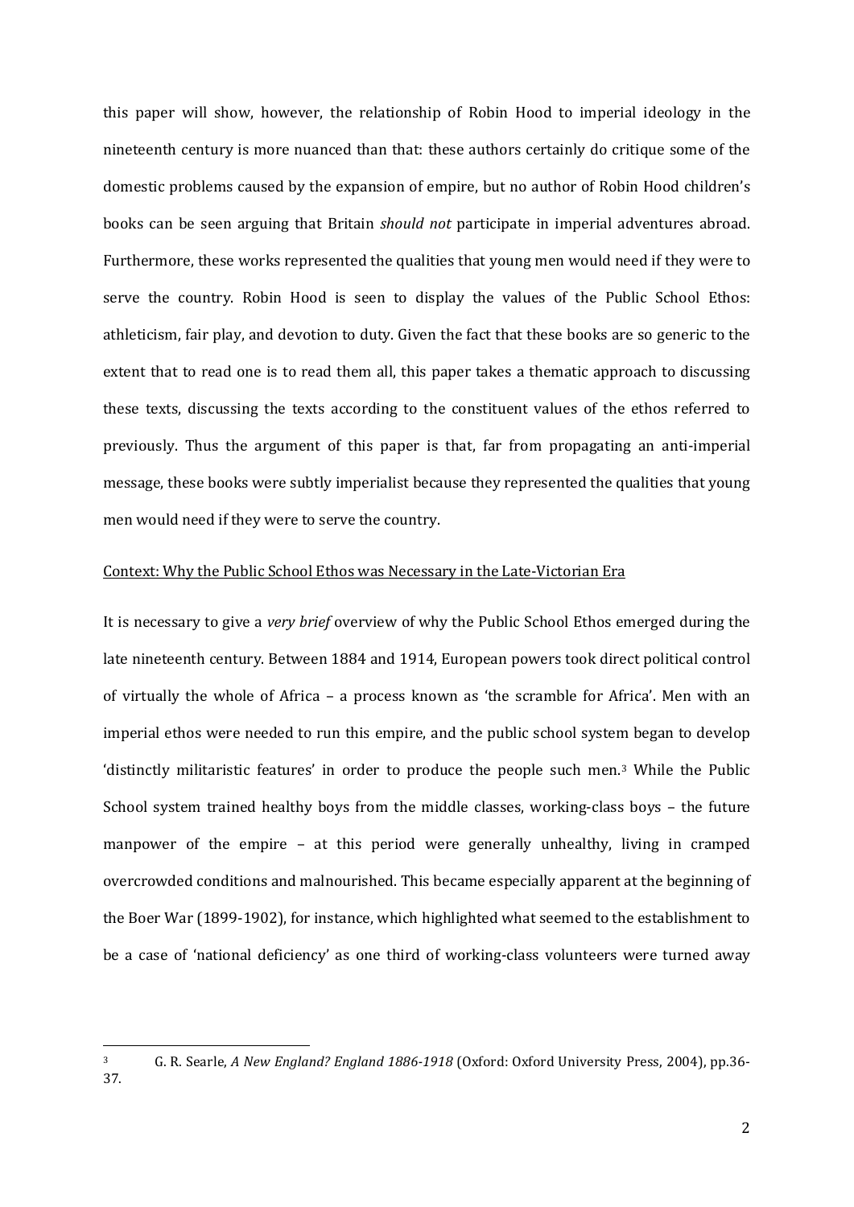this paper will show, however, the relationship of Robin Hood to imperial ideology in the nineteenth century is more nuanced than that: these authors certainly do critique some of the domestic problems caused by the expansion of empire, but no author of Robin Hood children's books can be seen arguing that Britain *should not* participate in imperial adventures abroad. Furthermore, these works represented the qualities that young men would need if they were to serve the country. Robin Hood is seen to display the values of the Public School Ethos: athleticism, fair play, and devotion to duty. Given the fact that these books are so generic to the extent that to read one is to read them all, this paper takes a thematic approach to discussing these texts, discussing the texts according to the constituent values of the ethos referred to previously. Thus the argument of this paper is that, far from propagating an anti-imperial message, these books were subtly imperialist because they represented the qualities that young men would need if they were to serve the country.

## Context: Why the Public School Ethos was Necessary in the Late-Victorian Era

It is necessary to give a *very brief* overview of why the Public School Ethos emerged during the late nineteenth century. Between 1884 and 1914, European powers took direct political control of virtually the whole of Africa – a process known as 'the scramble for Africa'. Men with an imperial ethos were needed to run this empire, and the public school system began to develop 'distinctly militaristic features' in order to produce the people such men.[3] While the Public School system trained healthy boys from the middle classes, working-class boys – the future manpower of the empire – at this period were generally unhealthy, living in cramped overcrowded conditions and malnourished. This became especially apparent at the beginning of the Boer War (1899-1902), for instance, which highlighted what seemed to the establishment to be a case of 'national deficiency' as one third of working-class volunteers were turned away

---

[3] G. R. Searle, *A New England? England 1886-1918* (Oxford: Oxford University Press, 2004), pp.36-37.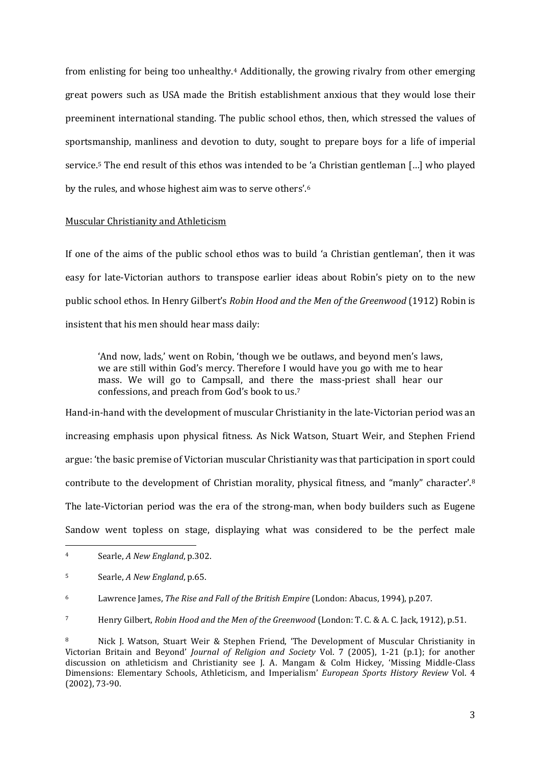from enlisting for being too unhealthy.[4] Additionally, the growing rivalry from other emerging great powers such as USA made the British establishment anxious that they would lose their preeminent international standing. The public school ethos, then, which stressed the values of sportsmanship, manliness and devotion to duty, sought to prepare boys for a life of imperial service.[5] The end result of this ethos was intended to be 'a Christian gentleman [...] who played by the rules, and whose highest aim was to serve others'.[6]

## Muscular Christianity and Athleticism

If one of the aims of the public school ethos was to build 'a Christian gentleman', then it was easy for late-Victorian authors to transpose earlier ideas about Robin's piety on to the new public school ethos. In Henry Gilbert's *Robin Hood and the Men of the Greenwood* (1912) Robin is insistent that his men should hear mass daily:

> 'And now, lads,' went on Robin, 'though we be outlaws, and beyond men's laws, we are still within God's mercy. Therefore I would have you go with me to hear mass. We will go to Campsall, and there the mass-priest shall hear our confessions, and preach from God's book to us.[7]

Hand-in-hand with the development of muscular Christianity in the late-Victorian period was an increasing emphasis upon physical fitness. As Nick Watson, Stuart Weir, and Stephen Friend argue: 'the basic premise of Victorian muscular Christianity was that participation in sport could contribute to the development of Christian morality, physical fitness, and "manly" character'.[8] The late-Victorian period was the era of the strong-man, when body builders such as Eugene Sandow went topless on stage, displaying what was considered to be the perfect male

---

[4] Searle, *A New England*, p.302.

[5] Searle, *A New England*, p.65.

[6] Lawrence James, *The Rise and Fall of the British Empire* (London: Abacus, 1994), p.207.

[7] Henry Gilbert, *Robin Hood and the Men of the Greenwood* (London: T. C. & A. C. Jack, 1912), p.51.

[8] Nick J. Watson, Stuart Weir & Stephen Friend, 'The Development of Muscular Christianity in Victorian Britain and Beyond' *Journal of Religion and Society* Vol. 7 (2005), 1-21 (p.1); for another discussion on athleticism and Christianity see J. A. Mangam & Colm Hickey, 'Missing Middle-Class Dimensions: Elementary Schools, Athleticism, and Imperialism' *European Sports History Review* Vol. 4 (2002), 73-90.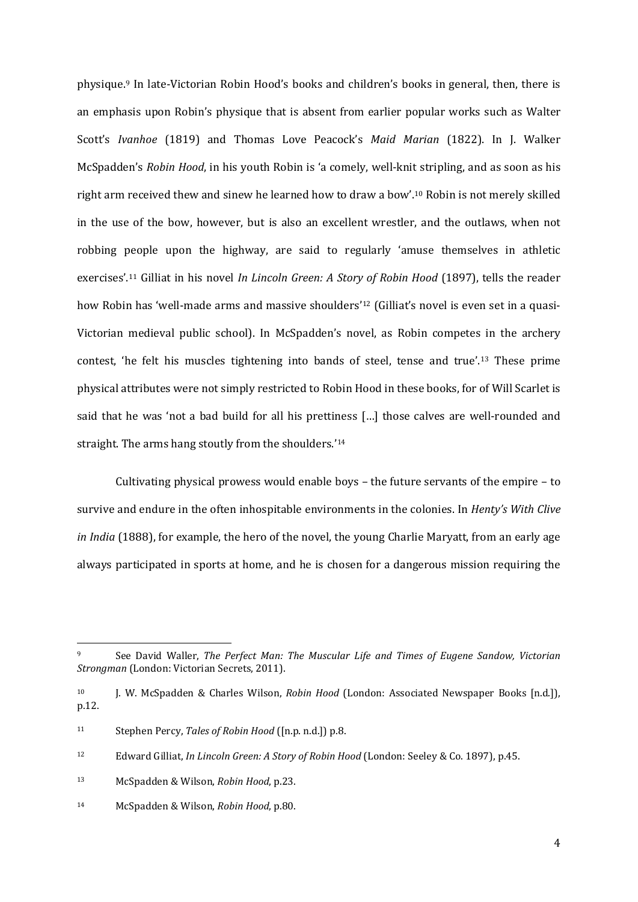physique.[9] In late-Victorian Robin Hood's books and children's books in general, then, there is an emphasis upon Robin's physique that is absent from earlier popular works such as Walter Scott's *Ivanhoe* (1819) and Thomas Love Peacock's *Maid Marian* (1822). In J. Walker McSpadden's *Robin Hood*, in his youth Robin is 'a comely, well-knit stripling, and as soon as his right arm received thew and sinew he learned how to draw a bow'.[10] Robin is not merely skilled in the use of the bow, however, but is also an excellent wrestler, and the outlaws, when not robbing people upon the highway, are said to regularly 'amuse themselves in athletic exercises'.[11] Gilliat in his novel *In Lincoln Green: A Story of Robin Hood* (1897), tells the reader how Robin has 'well-made arms and massive shoulders'[12] (Gilliat's novel is even set in a quasi-Victorian medieval public school). In McSpadden's novel, as Robin competes in the archery contest, 'he felt his muscles tightening into bands of steel, tense and true'.[13] These prime physical attributes were not simply restricted to Robin Hood in these books, for of Will Scarlet is said that he was 'not a bad build for all his prettiness […] those calves are well-rounded and straight. The arms hang stoutly from the shoulders.'[14]

Cultivating physical prowess would enable boys – the future servants of the empire – to survive and endure in the often inhospitable environments in the colonies. In *Henty's With Clive in India* (1888), for example, the hero of the novel, the young Charlie Maryatt, from an early age always participated in sports at home, and he is chosen for a dangerous mission requiring the

---

[9] See David Waller, *The Perfect Man: The Muscular Life and Times of Eugene Sandow, Victorian Strongman* (London: Victorian Secrets, 2011).

[10] J. W. McSpadden & Charles Wilson, *Robin Hood* (London: Associated Newspaper Books [n.d.]), p.12.

[11] Stephen Percy, *Tales of Robin Hood* ([n.p. n.d.]) p.8.

[12] Edward Gilliat, *In Lincoln Green: A Story of Robin Hood* (London: Seeley & Co. 1897), p.45.

[13] McSpadden & Wilson, *Robin Hood*, p.23.

[14] McSpadden & Wilson, *Robin Hood*, p.80.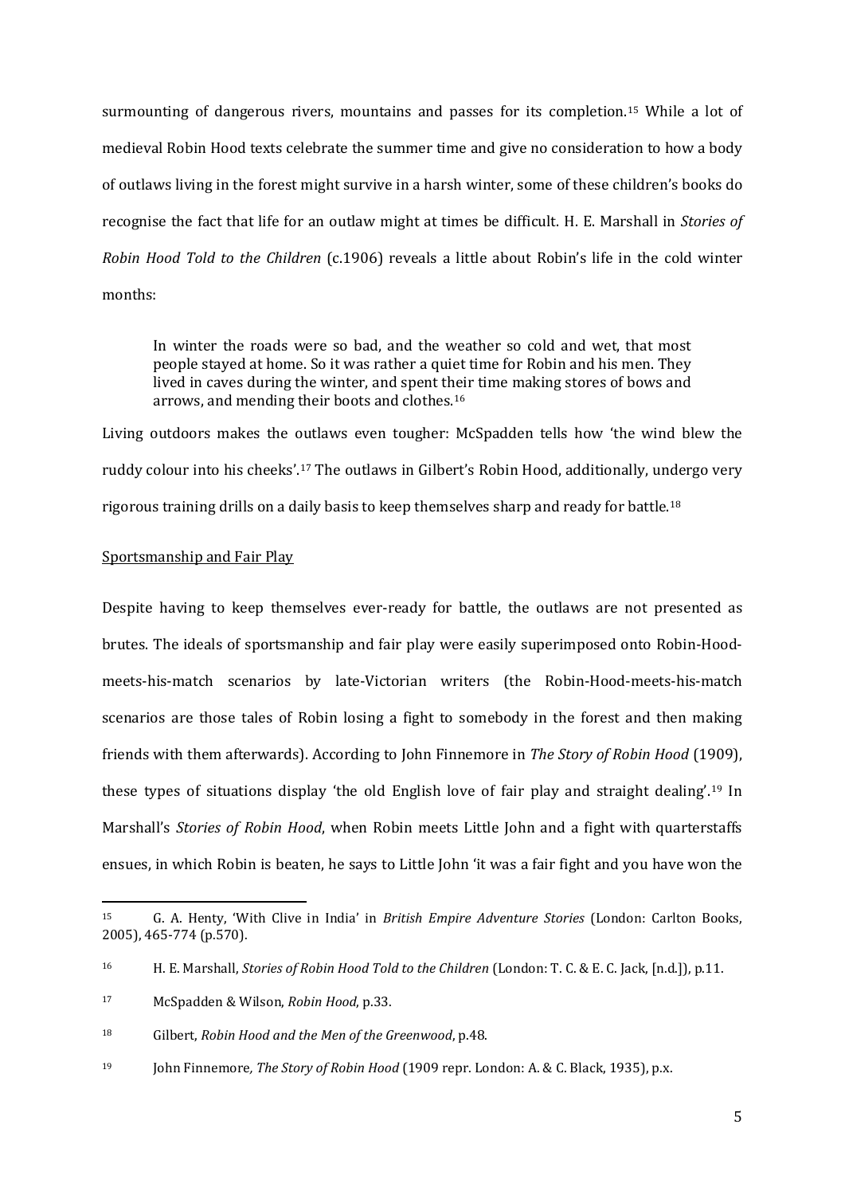surmounting of dangerous rivers, mountains and passes for its completion.[15] While a lot of medieval Robin Hood texts celebrate the summer time and give no consideration to how a body of outlaws living in the forest might survive in a harsh winter, some of these children's books do recognise the fact that life for an outlaw might at times be difficult. H. E. Marshall in *Stories of Robin Hood Told to the Children* (c.1906) reveals a little about Robin's life in the cold winter months:

> In winter the roads were so bad, and the weather so cold and wet, that most people stayed at home. So it was rather a quiet time for Robin and his men. They lived in caves during the winter, and spent their time making stores of bows and arrows, and mending their boots and clothes.[16]

Living outdoors makes the outlaws even tougher: McSpadden tells how 'the wind blew the ruddy colour into his cheeks'.[17] The outlaws in Gilbert's Robin Hood, additionally, undergo very rigorous training drills on a daily basis to keep themselves sharp and ready for battle.[18]

<u>Sportsmanship and Fair Play</u>

Despite having to keep themselves ever-ready for battle, the outlaws are not presented as brutes. The ideals of sportsmanship and fair play were easily superimposed onto Robin-Hood-meets-his-match scenarios by late-Victorian writers (the Robin-Hood-meets-his-match scenarios are those tales of Robin losing a fight to somebody in the forest and then making friends with them afterwards). According to John Finnemore in *The Story of Robin Hood* (1909), these types of situations display 'the old English love of fair play and straight dealing'.[19] In Marshall's *Stories of Robin Hood*, when Robin meets Little John and a fight with quarterstaffs ensues, in which Robin is beaten, he says to Little John 'it was a fair fight and you have won the

---

[15] G. A. Henty, 'With Clive in India' in *British Empire Adventure Stories* (London: Carlton Books, 2005), 465-774 (p.570).

[16] H. E. Marshall, *Stories of Robin Hood Told to the Children* (London: T. C. & E. C. Jack, [n.d.]), p.11.

[17] McSpadden & Wilson, *Robin Hood*, p.33.

[18] Gilbert, *Robin Hood and the Men of the Greenwood*, p.48.

[19] John Finnemore*, The Story of Robin Hood* (1909 repr. London: A. & C. Black, 1935), p.x.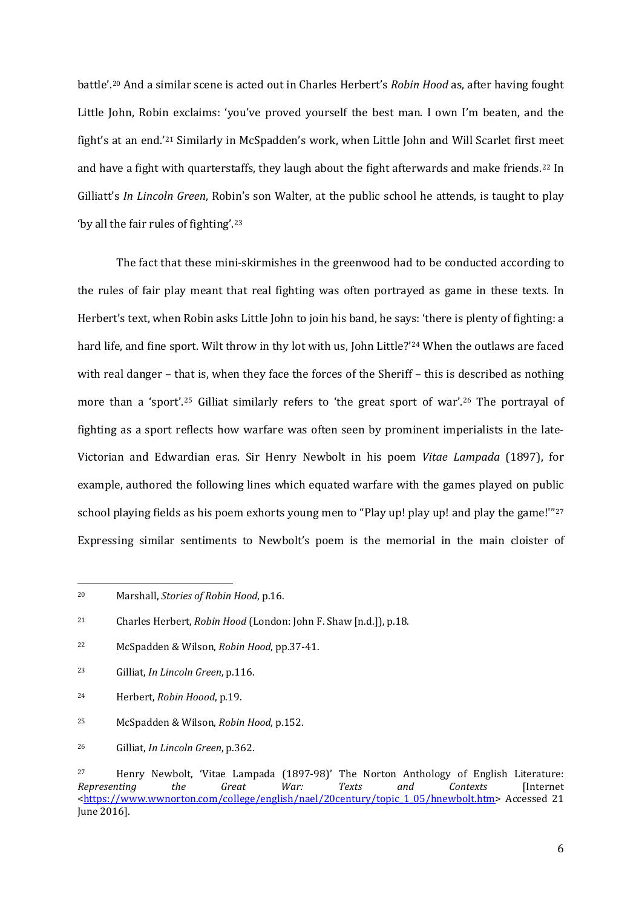battle'.[20] And a similar scene is acted out in Charles Herbert's *Robin Hood* as, after having fought Little John, Robin exclaims: 'you've proved yourself the best man. I own I'm beaten, and the fight's at an end.'[21] Similarly in McSpadden's work, when Little John and Will Scarlet first meet and have a fight with quarterstaffs, they laugh about the fight afterwards and make friends.[22] In Gilliatt's *In Lincoln Green*, Robin's son Walter, at the public school he attends, is taught to play 'by all the fair rules of fighting'.[23]

The fact that these mini-skirmishes in the greenwood had to be conducted according to the rules of fair play meant that real fighting was often portrayed as game in these texts. In Herbert's text, when Robin asks Little John to join his band, he says: 'there is plenty of fighting: a hard life, and fine sport. Wilt throw in thy lot with us, John Little?'[24] When the outlaws are faced with real danger – that is, when they face the forces of the Sheriff – this is described as nothing more than a 'sport'.[25] Gilliat similarly refers to 'the great sport of war'.[26] The portrayal of fighting as a sport reflects how warfare was often seen by prominent imperialists in the late-Victorian and Edwardian eras. Sir Henry Newbolt in his poem *Vitae Lampada* (1897), for example, authored the following lines which equated warfare with the games played on public school playing fields as his poem exhorts young men to "Play up! play up! and play the game!'"[27] Expressing similar sentiments to Newbolt's poem is the memorial in the main cloister of

---

[20] Marshall, *Stories of Robin Hood*, p.16.

[21] Charles Herbert, *Robin Hood* (London: John F. Shaw [n.d.]), p.18.

[22] McSpadden & Wilson, *Robin Hood*, pp.37-41.

[23] Gilliat, *In Lincoln Green*, p.116.

[24] Herbert, *Robin Hoood*, p.19.

[25] McSpadden & Wilson, *Robin Hood*, p.152.

[26] Gilliat, *In Lincoln Green*, p.362.

[27] Henry Newbolt, 'Vitae Lampada (1897-98)' The Norton Anthology of English Literature: *Representing the Great War: Texts and Contexts* [Internet <https://www.wwnorton.com/college/english/nael/20century/topic_1_05/hnewbolt.htm> Accessed 21 June 2016].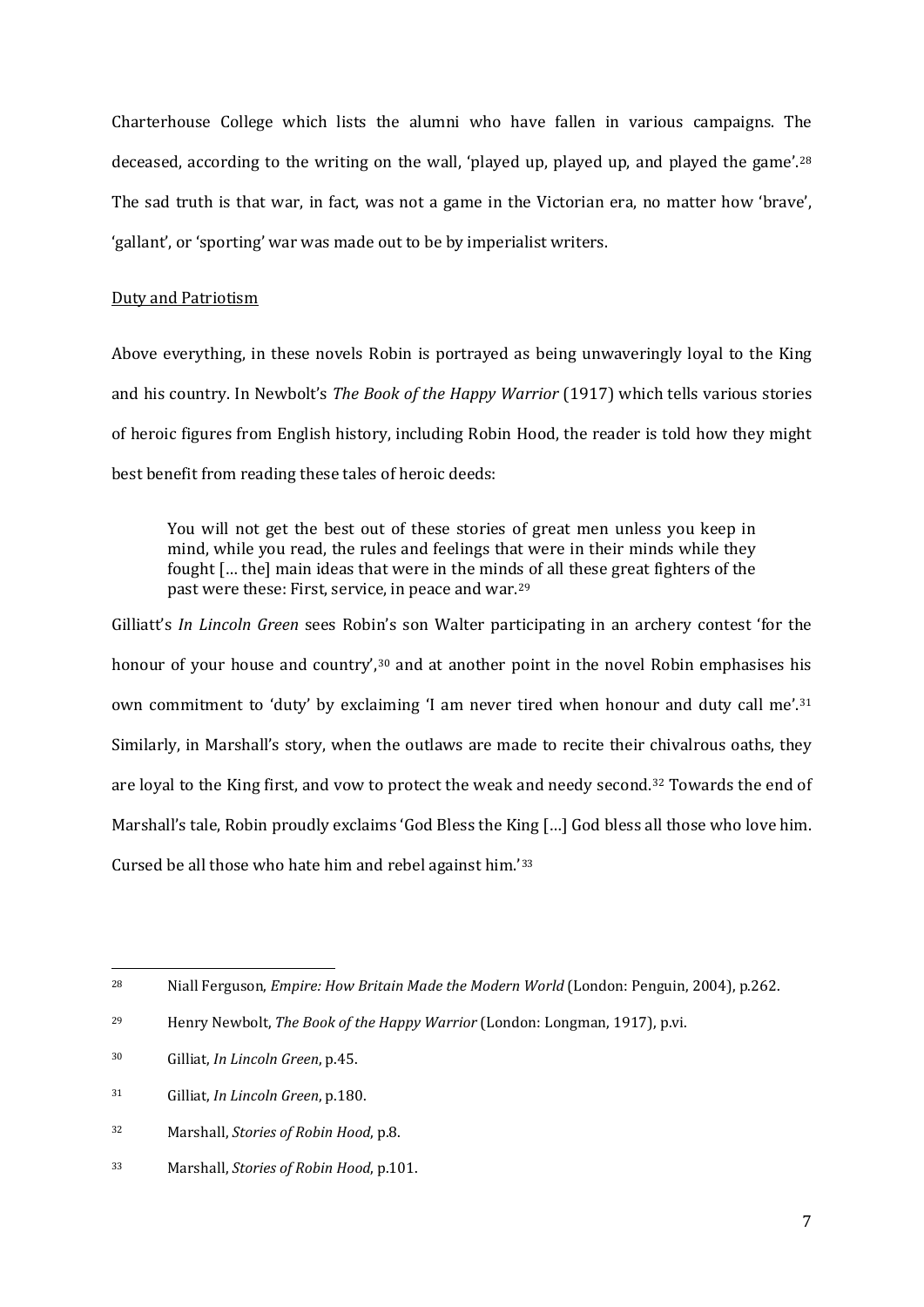Charterhouse College which lists the alumni who have fallen in various campaigns. The deceased, according to the writing on the wall, 'played up, played up, and played the game'.[28] The sad truth is that war, in fact, was not a game in the Victorian era, no matter how 'brave', 'gallant', or 'sporting' war was made out to be by imperialist writers.

## Duty and Patriotism

Above everything, in these novels Robin is portrayed as being unwaveringly loyal to the King and his country. In Newbolt's *The Book of the Happy Warrior* (1917) which tells various stories of heroic figures from English history, including Robin Hood, the reader is told how they might best benefit from reading these tales of heroic deeds:

> You will not get the best out of these stories of great men unless you keep in mind, while you read, the rules and feelings that were in their minds while they fought [… the] main ideas that were in the minds of all these great fighters of the past were these: First, service, in peace and war.[29]

Gilliatt's *In Lincoln Green* sees Robin's son Walter participating in an archery contest 'for the honour of your house and country',[30] and at another point in the novel Robin emphasises his own commitment to 'duty' by exclaiming 'I am never tired when honour and duty call me'.[31] Similarly, in Marshall's story, when the outlaws are made to recite their chivalrous oaths, they are loyal to the King first, and vow to protect the weak and needy second.[32] Towards the end of Marshall's tale, Robin proudly exclaims 'God Bless the King […] God bless all those who love him. Cursed be all those who hate him and rebel against him.'[33]

---

[28] Niall Ferguson, *Empire: How Britain Made the Modern World* (London: Penguin, 2004), p.262.

[29] Henry Newbolt, *The Book of the Happy Warrior* (London: Longman, 1917), p.vi.

[30] Gilliat, *In Lincoln Green*, p.45.

[31] Gilliat, *In Lincoln Green*, p.180.

[32] Marshall, *Stories of Robin Hood*, p.8.

[33] Marshall, *Stories of Robin Hood*, p.101.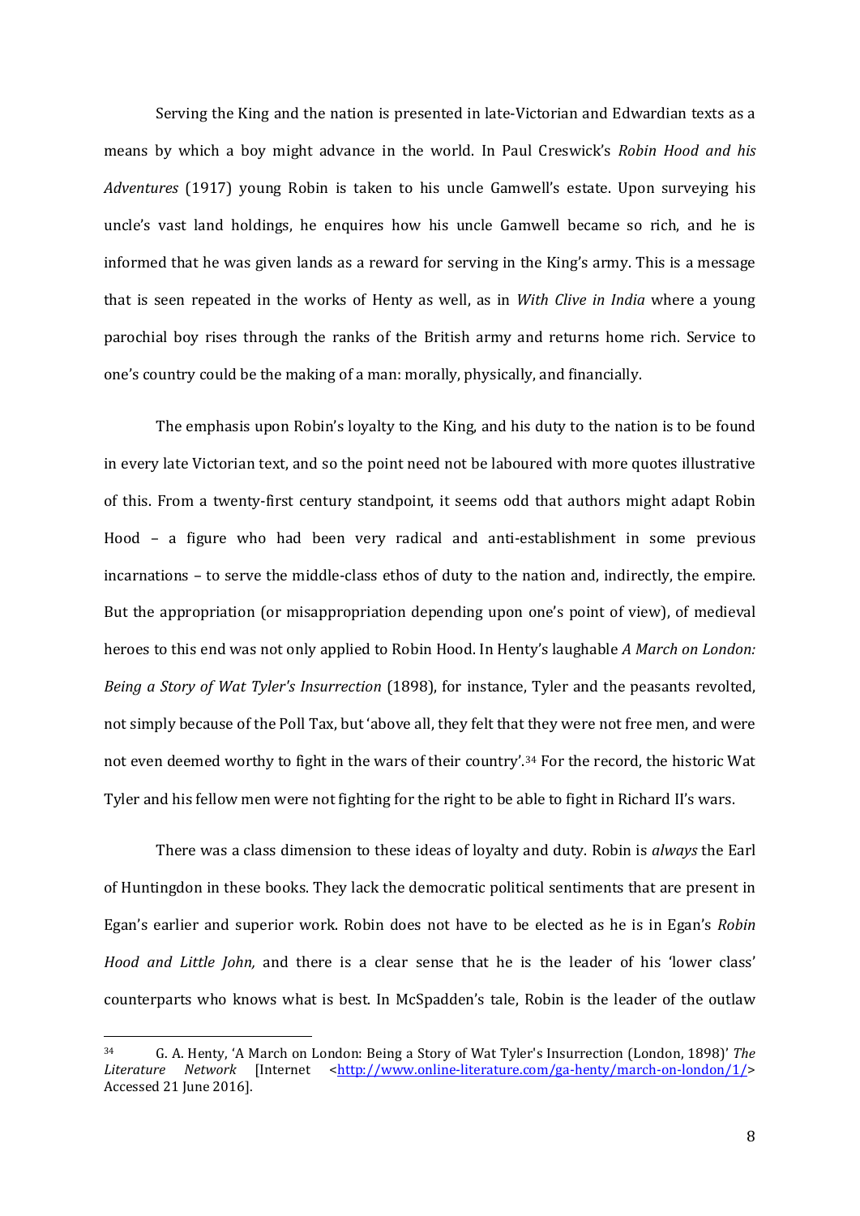Serving the King and the nation is presented in late-Victorian and Edwardian texts as a means by which a boy might advance in the world. In Paul Creswick's *Robin Hood and his Adventures* (1917) young Robin is taken to his uncle Gamwell's estate. Upon surveying his uncle's vast land holdings, he enquires how his uncle Gamwell became so rich, and he is informed that he was given lands as a reward for serving in the King's army. This is a message that is seen repeated in the works of Henty as well, as in *With Clive in India* where a young parochial boy rises through the ranks of the British army and returns home rich. Service to one's country could be the making of a man: morally, physically, and financially.

The emphasis upon Robin's loyalty to the King, and his duty to the nation is to be found in every late Victorian text, and so the point need not be laboured with more quotes illustrative of this. From a twenty-first century standpoint, it seems odd that authors might adapt Robin Hood – a figure who had been very radical and anti-establishment in some previous incarnations – to serve the middle-class ethos of duty to the nation and, indirectly, the empire. But the appropriation (or misappropriation depending upon one's point of view), of medieval heroes to this end was not only applied to Robin Hood. In Henty's laughable *A March on London: Being a Story of Wat Tyler's Insurrection* (1898), for instance, Tyler and the peasants revolted, not simply because of the Poll Tax, but 'above all, they felt that they were not free men, and were not even deemed worthy to fight in the wars of their country'.[34] For the record, the historic Wat Tyler and his fellow men were not fighting for the right to be able to fight in Richard II's wars.

There was a class dimension to these ideas of loyalty and duty. Robin is *always* the Earl of Huntingdon in these books. They lack the democratic political sentiments that are present in Egan's earlier and superior work. Robin does not have to be elected as he is in Egan's *Robin Hood and Little John,* and there is a clear sense that he is the leader of his 'lower class' counterparts who knows what is best. In McSpadden's tale, Robin is the leader of the outlaw

---

[34] G. A. Henty, 'A March on London: Being a Story of Wat Tyler's Insurrection (London, 1898)' *The Literature Network* [Internet <http://www.online-literature.com/ga-henty/march-on-london/1/> Accessed 21 June 2016].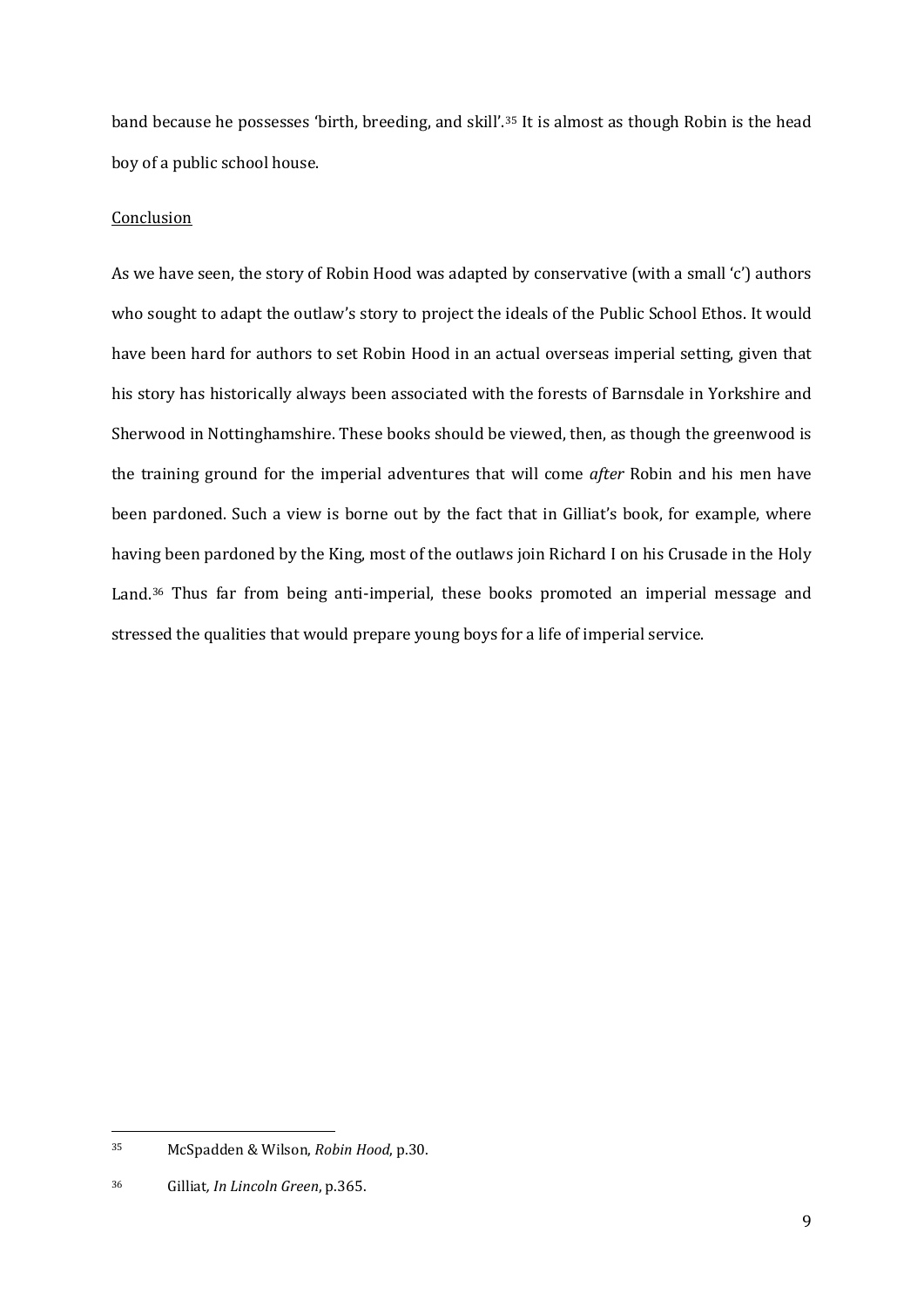band because he possesses 'birth, breeding, and skill'.[35] It is almost as though Robin is the head boy of a public school house.

## Conclusion

As we have seen, the story of Robin Hood was adapted by conservative (with a small 'c') authors who sought to adapt the outlaw's story to project the ideals of the Public School Ethos. It would have been hard for authors to set Robin Hood in an actual overseas imperial setting, given that his story has historically always been associated with the forests of Barnsdale in Yorkshire and Sherwood in Nottinghamshire. These books should be viewed, then, as though the greenwood is the training ground for the imperial adventures that will come *after* Robin and his men have been pardoned. Such a view is borne out by the fact that in Gilliat's book, for example, where having been pardoned by the King, most of the outlaws join Richard I on his Crusade in the Holy Land.[36] Thus far from being anti-imperial, these books promoted an imperial message and stressed the qualities that would prepare young boys for a life of imperial service.

---

[35] McSpadden & Wilson, *Robin Hood*, p.30.

[36] Gilliat, *In Lincoln Green*, p.365.